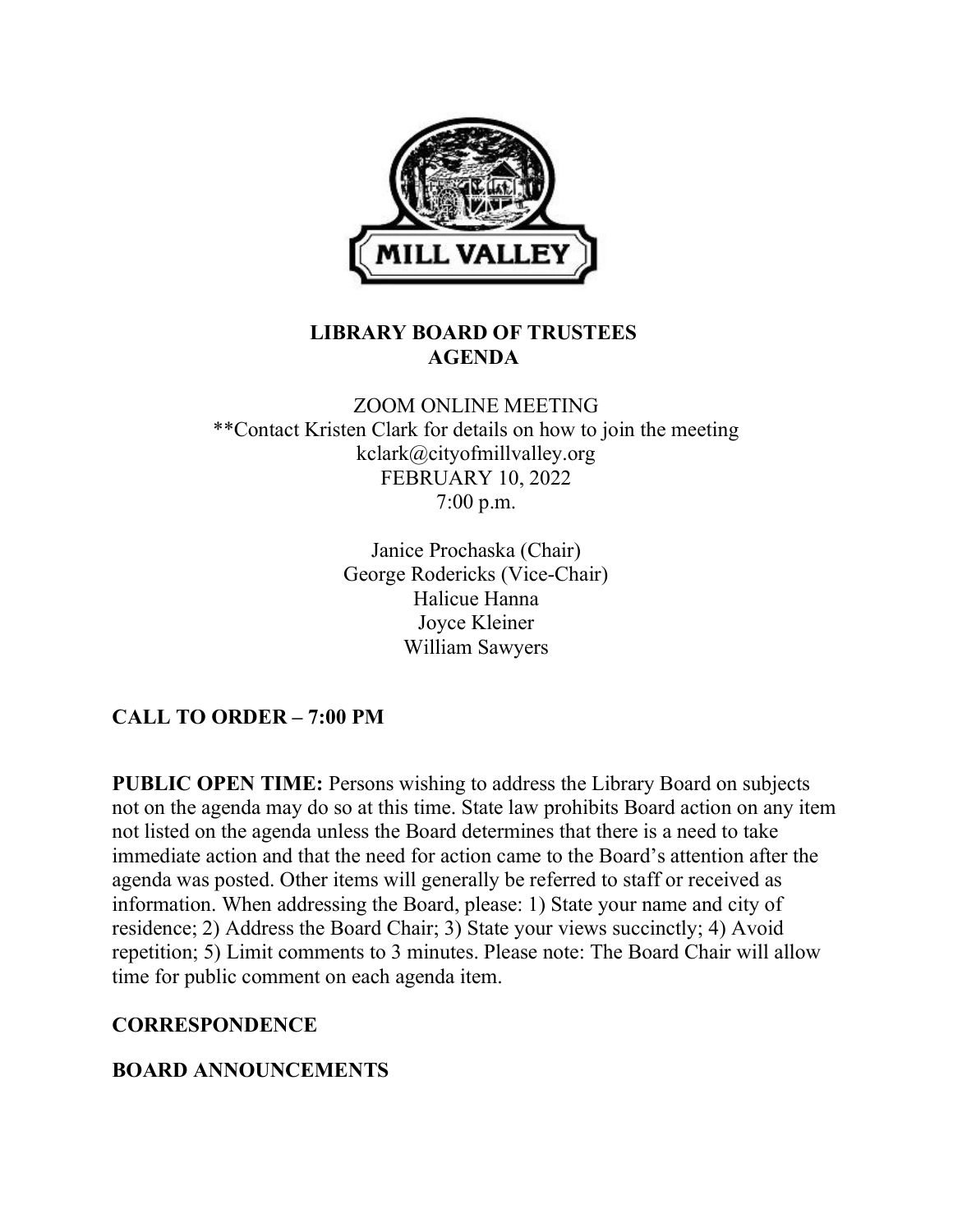# LIBRARY BOARD OF TRUSTEES
# AGENDA

ZOOM ONLINE MEETING
**Contact Kristen Clark for details on how to join the meeting
kclark@cityofmillvalley.org
FEBRUARY 10, 2022
7:00 p.m.

Janice Prochaska (Chair)
George Rodericks (Vice-Chair)
Halicue Hanna
Joyce Kleiner
William Sawyers

## CALL TO ORDER – 7:00 PM

**PUBLIC OPEN TIME:** Persons wishing to address the Library Board on subjects not on the agenda may do so at this time. State law prohibits Board action on any item not listed on the agenda unless the Board determines that there is a need to take immediate action and that the need for action came to the Board's attention after the agenda was posted. Other items will generally be referred to staff or received as information. When addressing the Board, please: 1) State your name and city of residence; 2) Address the Board Chair; 3) State your views succinctly; 4) Avoid repetition; 5) Limit comments to 3 minutes. Please note: The Board Chair will allow time for public comment on each agenda item.

## CORRESPONDENCE

## BOARD ANNOUNCEMENTS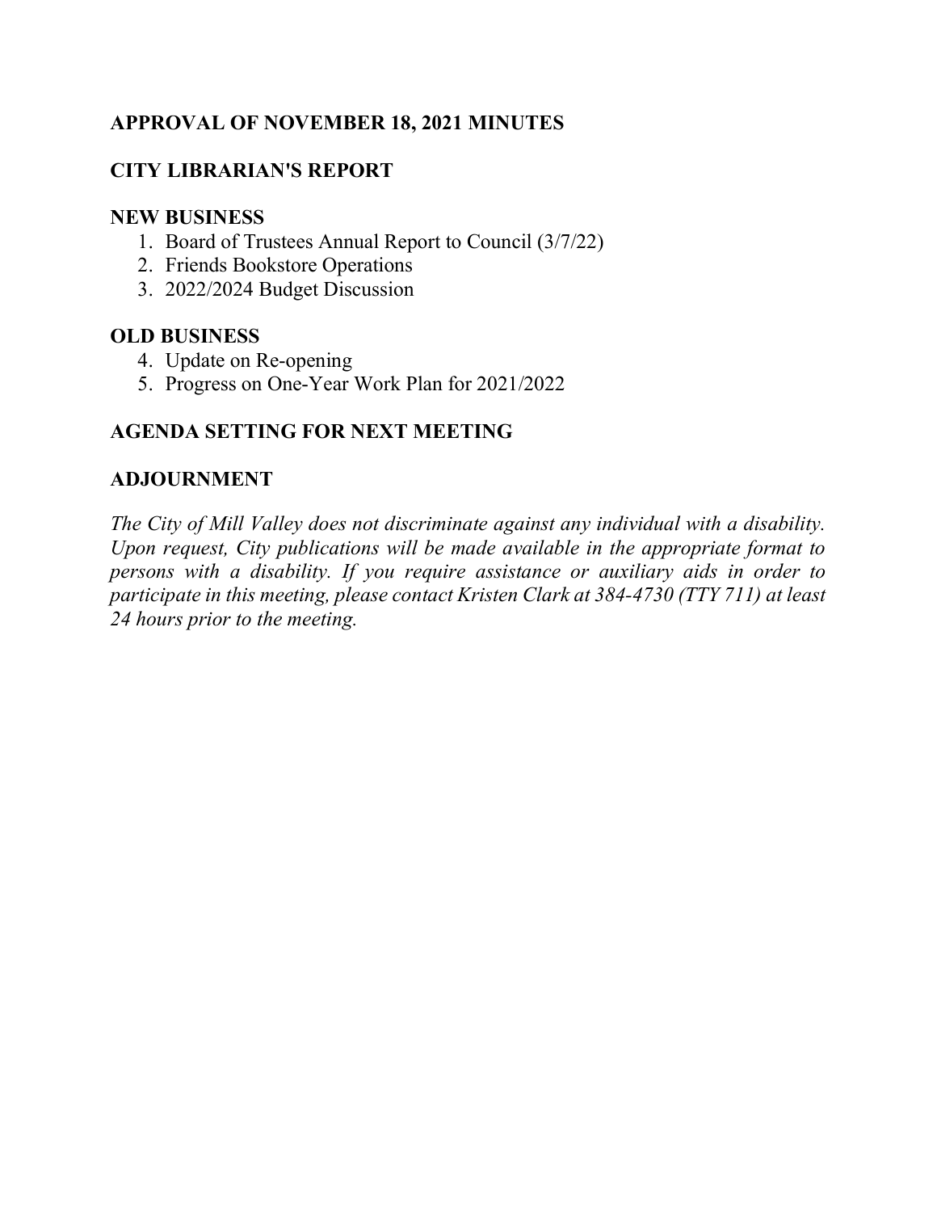**APPROVAL OF NOVEMBER 18, 2021 MINUTES**

**CITY LIBRARIAN'S REPORT**

**NEW BUSINESS**

1. Board of Trustees Annual Report to Council (3/7/22)
2. Friends Bookstore Operations
3. 2022/2024 Budget Discussion

**OLD BUSINESS**

4. Update on Re-opening
5. Progress on One-Year Work Plan for 2021/2022

**AGENDA SETTING FOR NEXT MEETING**

**ADJOURNMENT**

*The City of Mill Valley does not discriminate against any individual with a disability. Upon request, City publications will be made available in the appropriate format to persons with a disability. If you require assistance or auxiliary aids in order to participate in this meeting, please contact Kristen Clark at 384-4730 (TTY 711) at least 24 hours prior to the meeting.*